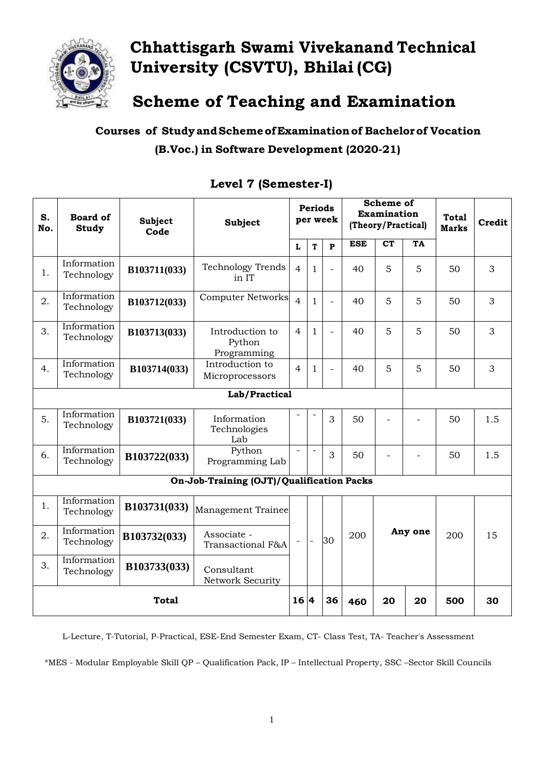# Chhattisgarh Swami Vivekanand Technical University (CSVTU), Bhilai (CG)

# Scheme of Teaching and Examination

### Courses of Study and Scheme of Examination of Bachelor of Vocation (B.Voc.) in Software Development (2020-21)

## Level 7 (Semester-I)

| S. No. | Board of Study | Subject Code | Subject | Periods per week | | | Scheme of Examination (Theory/Practical) | | | Total Marks | Credit |
|---|---|---|---|---|---|---|---|---|---|---|---|
| | | | | L | T | P | ESE | CT | TA | | |
| 1. | Information Technology | B103711(033) | Technology Trends in IT | 4 | 1 | - | 40 | 5 | 5 | 50 | 3 |
| 2. | Information Technology | B103712(033) | Computer Networks | 4 | 1 | - | 40 | 5 | 5 | 50 | 3 |
| 3. | Information Technology | B103713(033) | Introduction to Python Programming | 4 | 1 | - | 40 | 5 | 5 | 50 | 3 |
| 4. | Information Technology | B103714(033) | Introduction to Microprocessors | 4 | 1 | - | 40 | 5 | 5 | 50 | 3 |
| **Lab/Practical** | | | | | | | | | | | |
| 5. | Information Technology | B103721(033) | Information Technologies Lab | - | - | 3 | 50 | - | - | 50 | 1.5 |
| 6. | Information Technology | B103722(033) | Python Programming Lab | - | - | 3 | 50 | - | - | 50 | 1.5 |
| **On-Job-Training (OJT)/Qualification Packs** | | | | | | | | | | | |
| 1. | Information Technology | B103731(033) | Management Trainee | - | - | 30 | 200 | **Any one** | | 200 | 15 |
| 2. | Information Technology | B103732(033) | Associate - Transactional F&A | | | | | | | | |
| 3. | Information Technology | B103733(033) | Consultant Network Security | | | | | | | | |
| **Total** | | | | **16** | **4** | **36** | **460** | **20** | **20** | **500** | **30** |

L-Lecture, T-Tutorial, P-Practical, ESE-End Semester Exam, CT- Class Test, TA- Teacher's Assessment

*MES - Modular Employable Skill QP – Qualification Pack, IP – Intellectual Property, SSC –Sector Skill Councils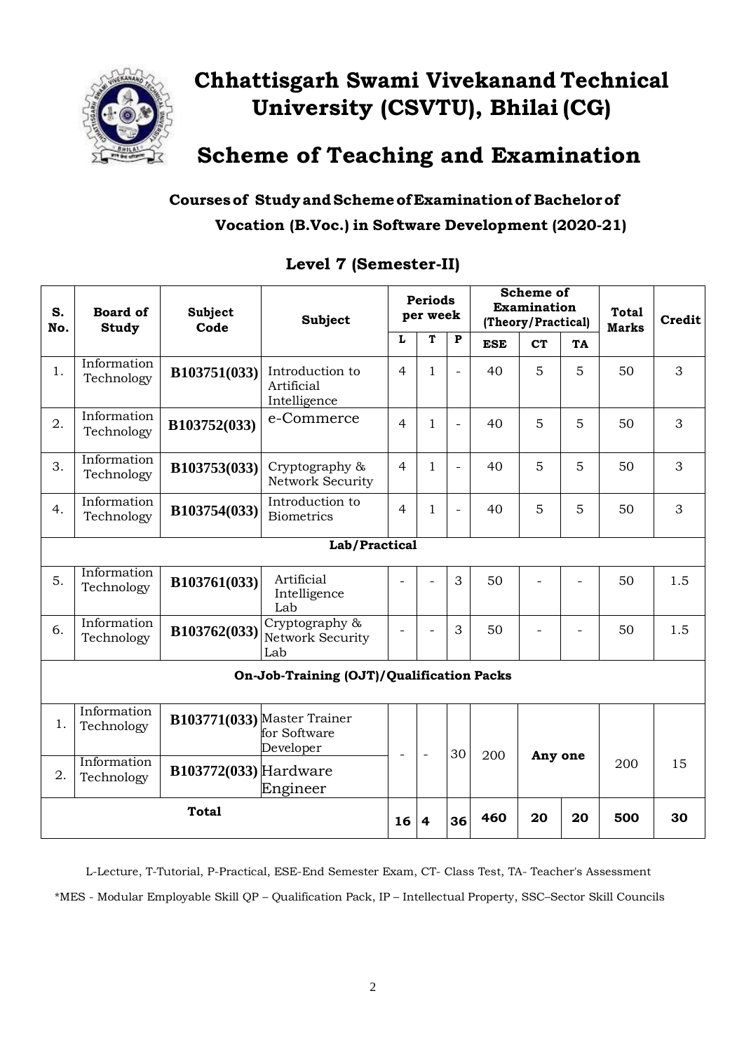# Chhattisgarh Swami Vivekanand Technical University (CSVTU), Bhilai (CG)

# Scheme of Teaching and Examination

### Courses of Study and Scheme of Examination of Bachelor of Vocation (B.Voc.) in Software Development (2020-21)

## Level 7 (Semester-II)

| S. No. | Board of Study | Subject Code | Subject | Periods per week | | | Scheme of Examination (Theory/Practical) | | | Total Marks | Credit |
|---|---|---|---|---|---|---|---|---|---|---|---|
| | | | | L | T | P | ESE | CT | TA | | |
| 1. | Information Technology | B103751(033) | Introduction to Artificial Intelligence | 4 | 1 | - | 40 | 5 | 5 | 50 | 3 |
| 2. | Information Technology | B103752(033) | e-Commerce | 4 | 1 | - | 40 | 5 | 5 | 50 | 3 |
| 3. | Information Technology | B103753(033) | Cryptography & Network Security | 4 | 1 | - | 40 | 5 | 5 | 50 | 3 |
| 4. | Information Technology | B103754(033) | Introduction to Biometrics | 4 | 1 | - | 40 | 5 | 5 | 50 | 3 |
| **Lab/Practical** | | | | | | | | | | | |
| 5. | Information Technology | B103761(033) | Artificial Intelligence Lab | - | - | 3 | 50 | - | - | 50 | 1.5 |
| 6. | Information Technology | B103762(033) | Cryptography & Network Security Lab | - | - | 3 | 50 | - | - | 50 | 1.5 |
| **On-Job-Training (OJT)/Qualification Packs** | | | | | | | | | | | |
| 1. | Information Technology | B103771(033) | Master Trainer for Software Developer | - | - | 30 | 200 | Any one | | 200 | 15 |
| 2. | Information Technology | B103772(033) | Hardware Engineer | | | | | | | | |
| **Total** | | | | **16** | **4** | **36** | **460** | **20** | **20** | **500** | **30** |

L-Lecture, T-Tutorial, P-Practical, ESE-End Semester Exam, CT- Class Test, TA- Teacher's Assessment

*MES - Modular Employable Skill QP – Qualification Pack, IP – Intellectual Property, SSC–Sector Skill Councils